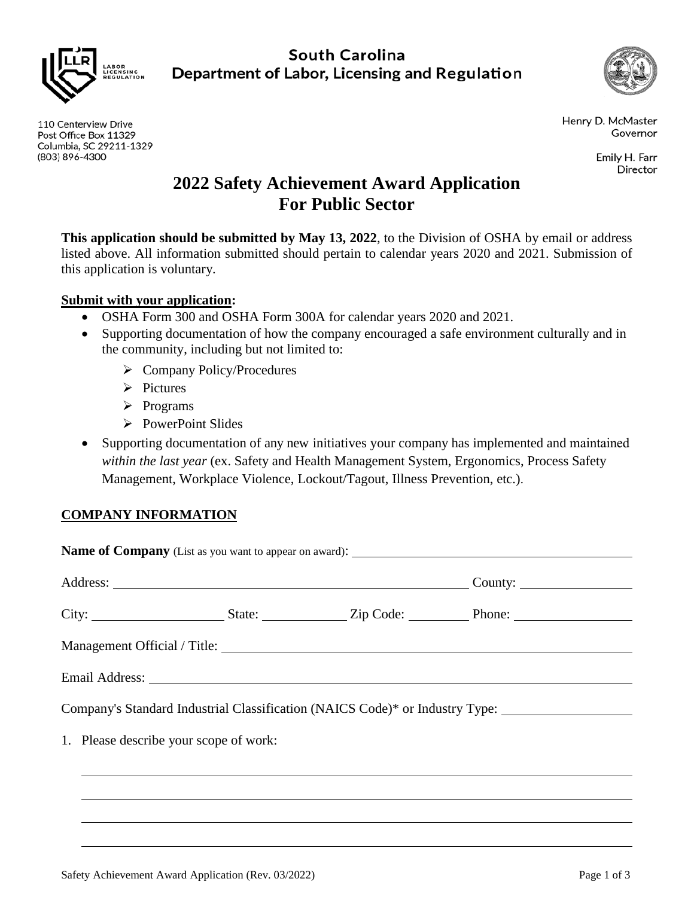South Carolina
Department of Labor, Licensing and Regulation

110 Centerview Drive
Post Office Box 11329
Columbia, SC 29211-1329
(803) 896-4300

Henry D. McMaster
Governor

Emily H. Farr
Director

# 2022 Safety Achievement Award Application For Public Sector

**This application should be submitted by May 13, 2022**, to the Division of OSHA by email or address listed above. All information submitted should pertain to calendar years 2020 and 2021. Submission of this application is voluntary.

**Submit with your application:**

- OSHA Form 300 and OSHA Form 300A for calendar years 2020 and 2021.
- Supporting documentation of how the company encouraged a safe environment culturally and in the community, including but not limited to:
  - Company Policy/Procedures
  - Pictures
  - Programs
  - PowerPoint Slides
- Supporting documentation of any new initiatives your company has implemented and maintained *within the last year* (ex. Safety and Health Management System, Ergonomics, Process Safety Management, Workplace Violence, Lockout/Tagout, Illness Prevention, etc.).

## COMPANY INFORMATION

**Name of Company** (List as you want to appear on award): \_\_\_\_\_\_\_\_\_\_\_\_\_\_\_\_\_\_\_\_

Address: \_\_\_\_\_\_\_\_\_\_\_\_\_\_\_\_\_\_\_\_ County: \_\_\_\_\_\_\_\_\_\_

City: \_\_\_\_\_\_\_\_\_\_ State: \_\_\_\_\_\_\_\_ Zip Code: \_\_\_\_\_\_\_ Phone: \_\_\_\_\_\_\_\_\_\_

Management Official / Title: \_\_\_\_\_\_\_\_\_\_\_\_\_\_\_\_\_\_\_\_

Email Address: \_\_\_\_\_\_\_\_\_\_\_\_\_\_\_\_\_\_\_\_

Company's Standard Industrial Classification (NAICS Code)* or Industry Type: \_\_\_\_\_\_\_\_\_\_

1. Please describe your scope of work:

\_\_\_\_\_\_\_\_\_\_\_\_\_\_\_\_\_\_\_\_\_\_\_\_\_\_\_\_\_\_\_\_\_\_\_\_\_\_\_\_

\_\_\_\_\_\_\_\_\_\_\_\_\_\_\_\_\_\_\_\_\_\_\_\_\_\_\_\_\_\_\_\_\_\_\_\_\_\_\_\_

\_\_\_\_\_\_\_\_\_\_\_\_\_\_\_\_\_\_\_\_\_\_\_\_\_\_\_\_\_\_\_\_\_\_\_\_\_\_\_\_

\_\_\_\_\_\_\_\_\_\_\_\_\_\_\_\_\_\_\_\_\_\_\_\_\_\_\_\_\_\_\_\_\_\_\_\_\_\_\_\_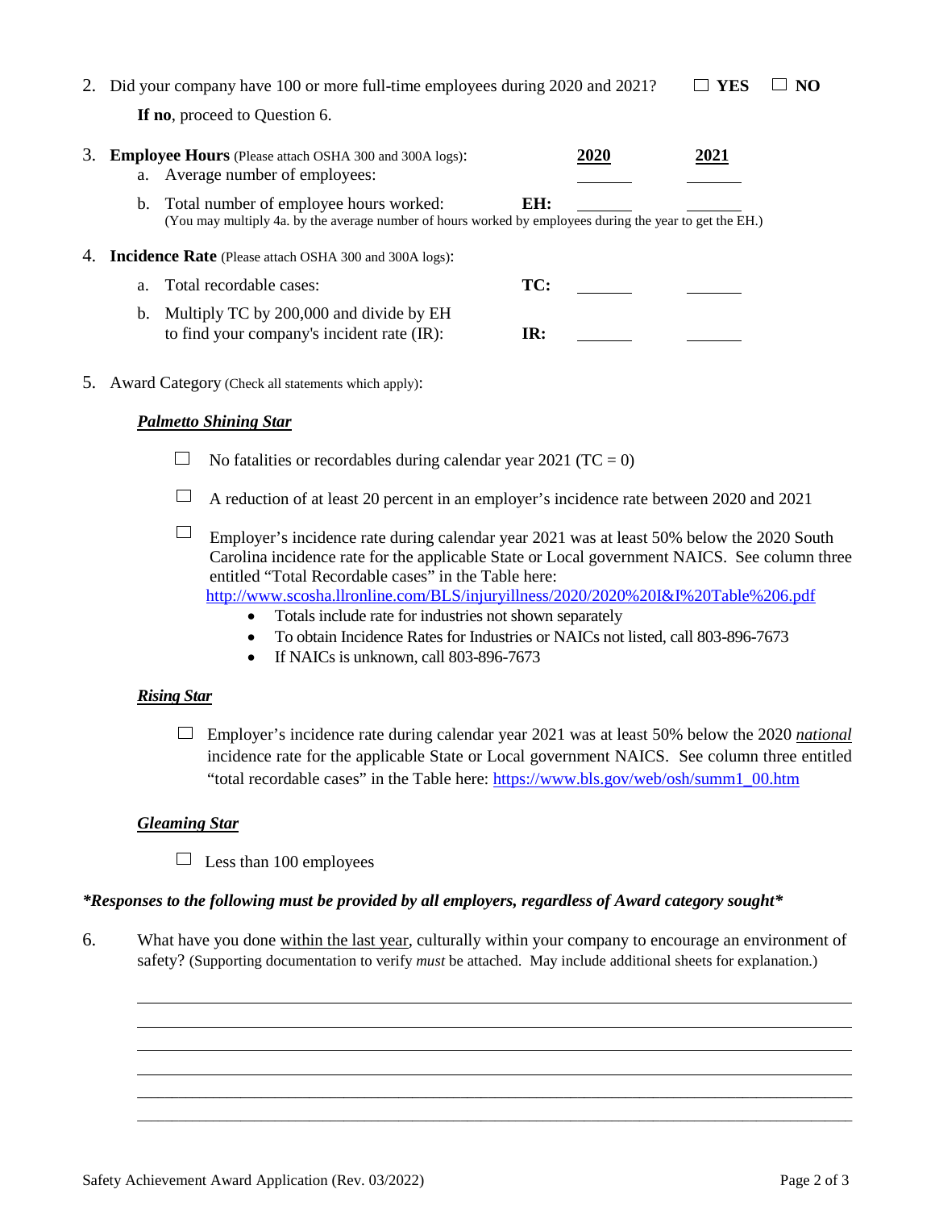2. Did your company have 100 or more full-time employees during 2020 and 2021? ☐ **YES** ☐ **NO**

   **If no**, proceed to Question 6.

3. **Employee Hours** (Please attach OSHA 300 and 300A logs):

| | | **2020** | **2021** |
|---|---|---|---|
| a. Average number of employees: | | _______ | _______ |
| b. Total number of employee hours worked: | **EH:** | _______ | _______ |

   (You may multiply 4a. by the average number of hours worked by employees during the year to get the EH.)

4. **Incidence Rate** (Please attach OSHA 300 and 300A logs):

| | | | |
|---|---|---|---|
| a. Total recordable cases: | **TC:** | _______ | _______ |
| b. Multiply TC by 200,000 and divide by EH to find your company's incident rate (IR): | **IR:** | _______ | _______ |

5. Award Category (Check all statements which apply):

   ***Palmetto Shining Star***

   ☐ No fatalities or recordables during calendar year 2021 (TC = 0)

   ☐ A reduction of at least 20 percent in an employer's incidence rate between 2020 and 2021

   ☐ Employer's incidence rate during calendar year 2021 was at least 50% below the 2020 South Carolina incidence rate for the applicable State or Local government NAICS. See column three entitled "Total Recordable cases" in the Table here: http://www.scosha.llronline.com/BLS/injuryillness/2020/2020%20I&I%20Table%206.pdf
   - Totals include rate for industries not shown separately
   - To obtain Incidence Rates for Industries or NAICs not listed, call 803-896-7673
   - If NAICs is unknown, call 803-896-7673

   ***Rising Star***

   ☐ Employer's incidence rate during calendar year 2021 was at least 50% below the 2020 *national* incidence rate for the applicable State or Local government NAICS. See column three entitled "total recordable cases" in the Table here: https://www.bls.gov/web/osh/summ1_00.htm

   ***Gleaming Star***

   ☐ Less than 100 employees

***Responses to the following must be provided by all employers, regardless of Award category sought***

6. What have you done within the last year, culturally within your company to encourage an environment of safety? (Supporting documentation to verify *must* be attached. May include additional sheets for explanation.)

______________________________________________________________________________

______________________________________________________________________________

______________________________________________________________________________

______________________________________________________________________________

______________________________________________________________________________

______________________________________________________________________________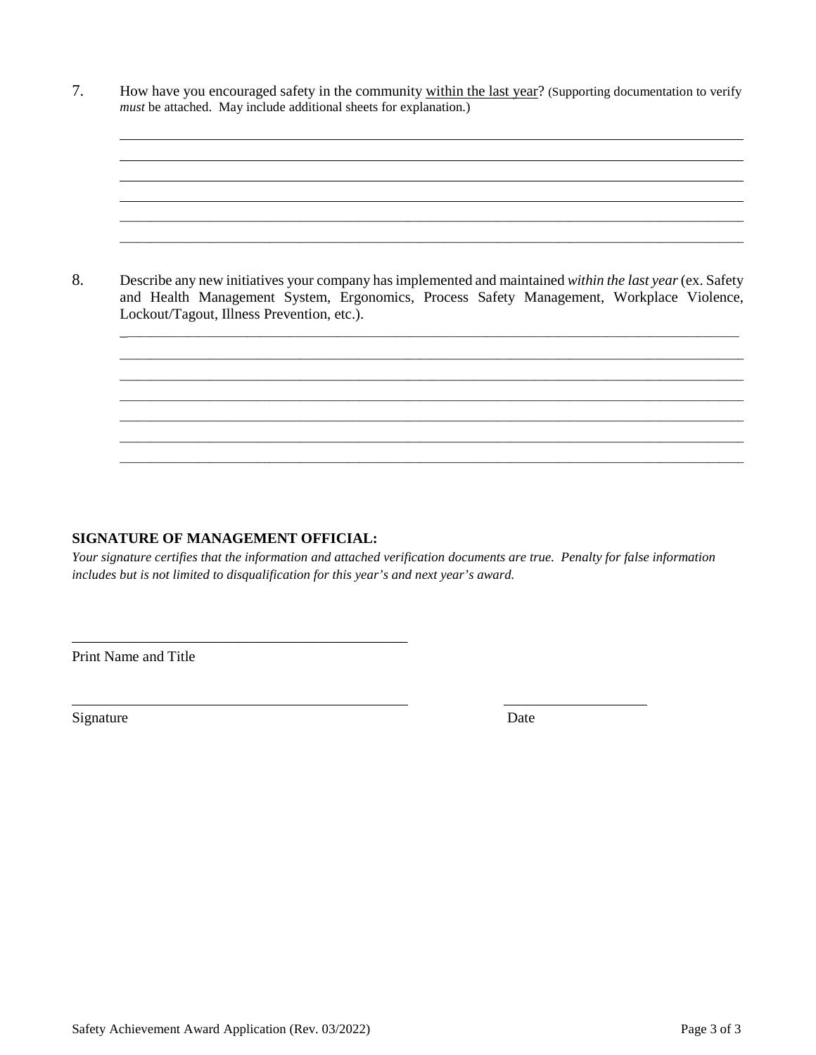7. How have you encouraged safety in the community <u>within the last year</u>? (Supporting documentation to verify *must* be attached. May include additional sheets for explanation.)

______________________________________________________________________________

______________________________________________________________________________

______________________________________________________________________________

______________________________________________________________________________

______________________________________________________________________________

______________________________________________________________________________

8. Describe any new initiatives your company has implemented and maintained *within the last year* (ex. Safety and Health Management System, Ergonomics, Process Safety Management, Workplace Violence, Lockout/Tagout, Illness Prevention, etc.).

______________________________________________________________________________

______________________________________________________________________________

______________________________________________________________________________

______________________________________________________________________________

______________________________________________________________________________

______________________________________________________________________________

______________________________________________________________________________

**SIGNATURE OF MANAGEMENT OFFICIAL:**

*Your signature certifies that the information and attached verification documents are true. Penalty for false information includes but is not limited to disqualification for this year's and next year's award.*

_______________________________________________

Print Name and Title

_______________________________________________ ____________________

Signature Date

Safety Achievement Award Application (Rev. 03/2022)